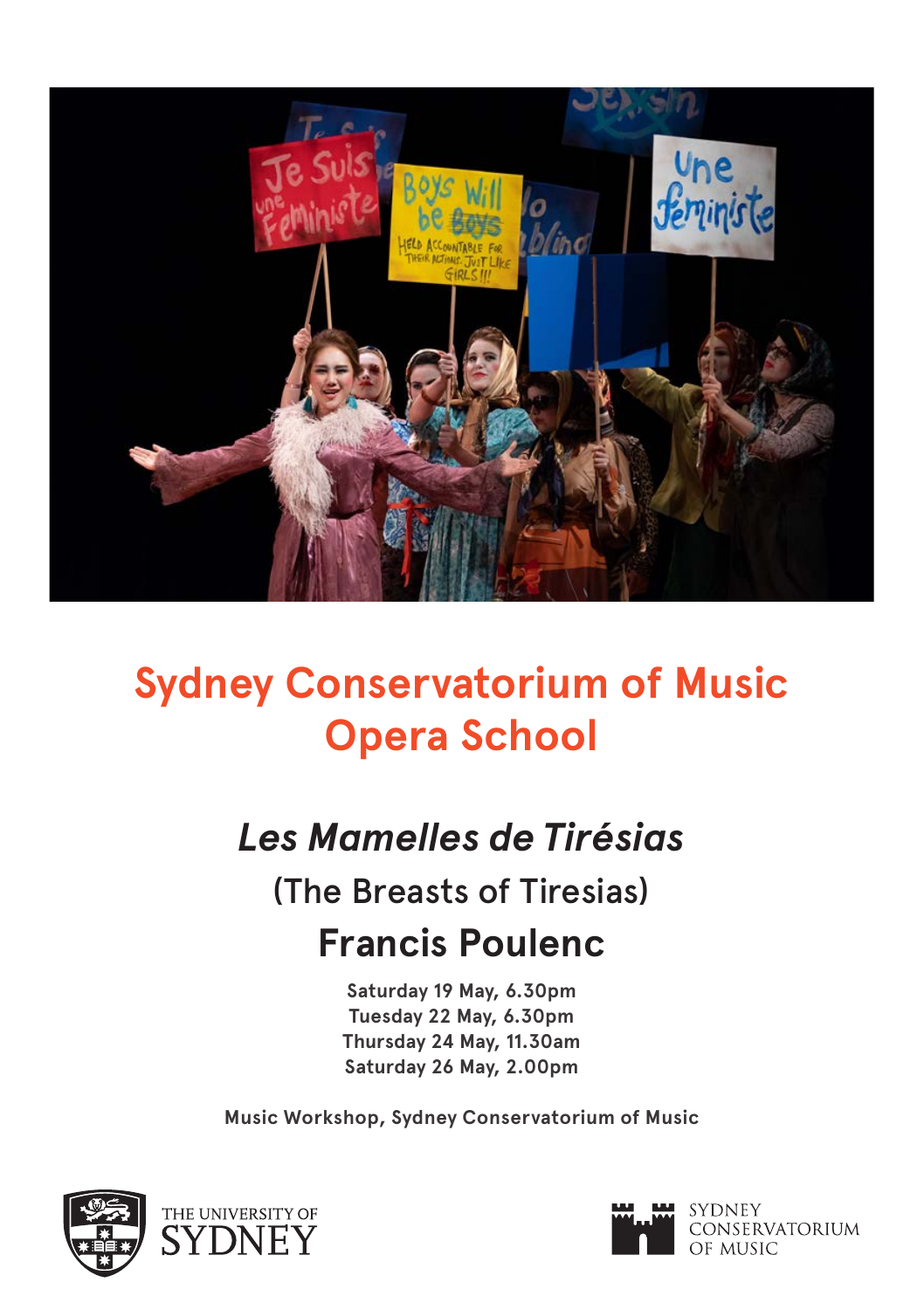# Sydney Conservatorium of Music
# Opera School

## *Les Mamelles de Tirésias*

(The Breasts of Tiresias)

## Francis Poulenc

**Saturday 19 May, 6.30pm**
**Tuesday 22 May, 6.30pm**
**Thursday 24 May, 11.30am**
**Saturday 26 May, 2.00pm**

**Music Workshop, Sydney Conservatorium of Music**

THE UNIVERSITY OF SYDNEY

SYDNEY CONSERVATORIUM OF MUSIC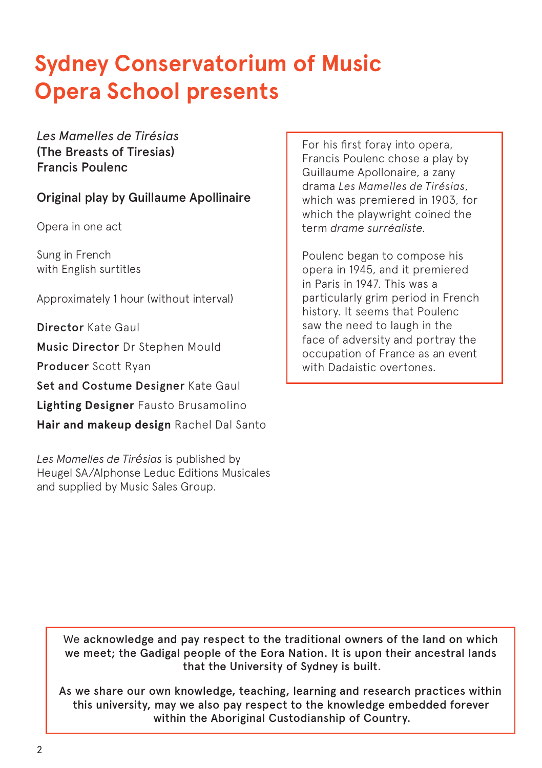# Sydney Conservatorium of Music Opera School presents

*Les Mamelles de Tirésias*
**(The Breasts of Tiresias)**
**Francis Poulenc**

**Original play by Guillaume Apollinaire**

Opera in one act

Sung in French
with English surtitles

Approximately 1 hour (without interval)

**Director** Kate Gaul

**Music Director** Dr Stephen Mould

**Producer** Scott Ryan

**Set and Costume Designer** Kate Gaul

**Lighting Designer** Fausto Brusamolino

**Hair and makeup design** Rachel Dal Santo

*Les Mamelles de Tirésias* is published by Heugel SA/Alphonse Leduc Editions Musicales and supplied by Music Sales Group.

For his first foray into opera, Francis Poulenc chose a play by Guillaume Apollinaire, a zany drama *Les Mamelles de Tirésias*, which was premiered in 1903, for which the playwright coined the term *drame surréaliste*.

Poulenc began to compose his opera in 1945, and it premiered in Paris in 1947. This was a particularly grim period in French history. It seems that Poulenc saw the need to laugh in the face of adversity and portray the occupation of France as an event with Dadaistic overtones.

We acknowledge and pay respect to the traditional owners of the land on which we meet; the Gadigal people of the Eora Nation. It is upon their ancestral lands that the University of Sydney is built.

As we share our own knowledge, teaching, learning and research practices within this university, may we also pay respect to the knowledge embedded forever within the Aboriginal Custodianship of Country.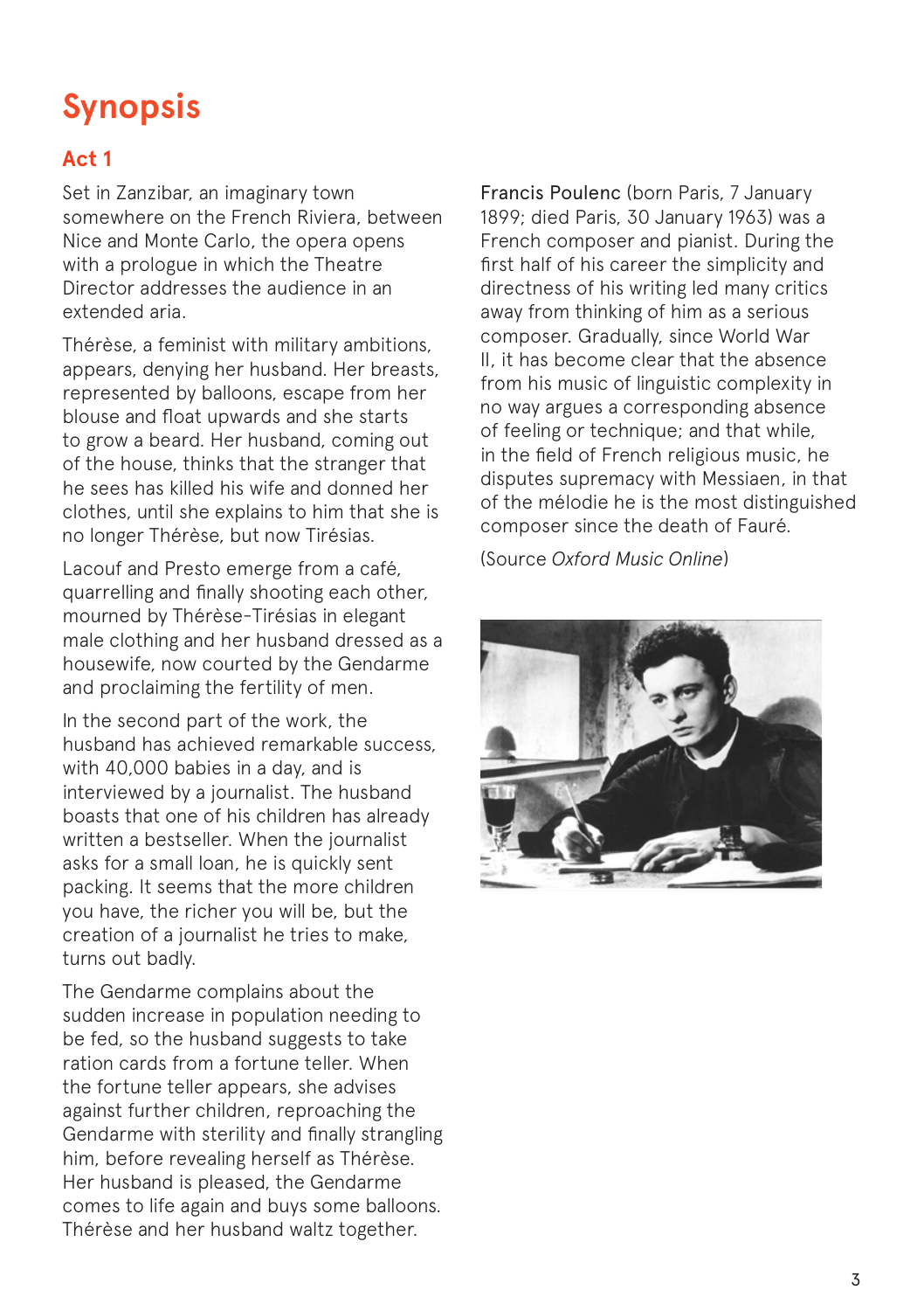# Synopsis

## Act 1

Set in Zanzibar, an imaginary town somewhere on the French Riviera, between Nice and Monte Carlo, the opera opens with a prologue in which the Theatre Director addresses the audience in an extended aria.

Thérèse, a feminist with military ambitions, appears, denying her husband. Her breasts, represented by balloons, escape from her blouse and float upwards and she starts to grow a beard. Her husband, coming out of the house, thinks that the stranger that he sees has killed his wife and donned her clothes, until she explains to him that she is no longer Thérèse, but now Tirésias.

Lacouf and Presto emerge from a café, quarrelling and finally shooting each other, mourned by Thérèse-Tirésias in elegant male clothing and her husband dressed as a housewife, now courted by the Gendarme and proclaiming the fertility of men.

In the second part of the work, the husband has achieved remarkable success, with 40,000 babies in a day, and is interviewed by a journalist. The husband boasts that one of his children has already written a bestseller. When the journalist asks for a small loan, he is quickly sent packing. It seems that the more children you have, the richer you will be, but the creation of a journalist he tries to make, turns out badly.

The Gendarme complains about the sudden increase in population needing to be fed, so the husband suggests to take ration cards from a fortune teller. When the fortune teller appears, she advises against further children, reproaching the Gendarme with sterility and finally strangling him, before revealing herself as Thérèse. Her husband is pleased, the Gendarme comes to life again and buys some balloons. Thérèse and her husband waltz together.

Francis Poulenc (born Paris, 7 January 1899; died Paris, 30 January 1963) was a French composer and pianist. During the first half of his career the simplicity and directness of his writing led many critics away from thinking of him as a serious composer. Gradually, since World War II, it has become clear that the absence from his music of linguistic complexity in no way argues a corresponding absence of feeling or technique; and that while, in the field of French religious music, he disputes supremacy with Messiaen, in that of the mélodie he is the most distinguished composer since the death of Fauré.

(Source *Oxford Music Online*)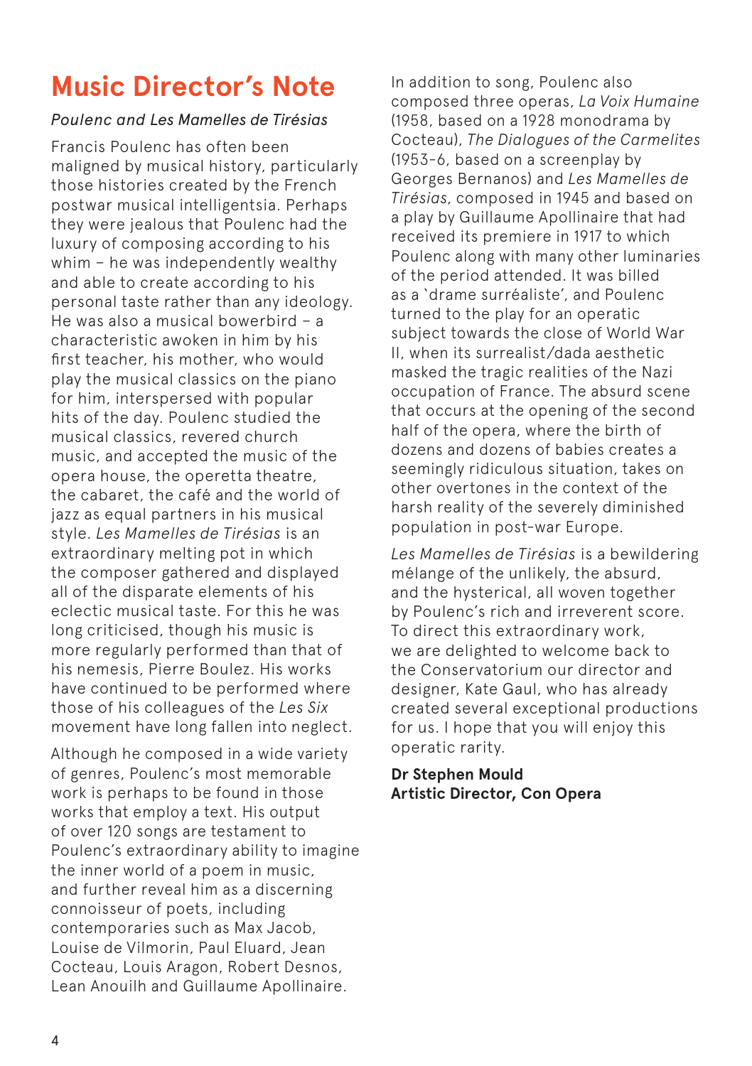# Music Director's Note

*Poulenc and Les Mamelles de Tirésias*

Francis Poulenc has often been maligned by musical history, particularly those histories created by the French postwar musical intelligentsia. Perhaps they were jealous that Poulenc had the luxury of composing according to his whim – he was independently wealthy and able to create according to his personal taste rather than any ideology. He was also a musical bowerbird – a characteristic awoken in him by his first teacher, his mother, who would play the musical classics on the piano for him, interspersed with popular hits of the day. Poulenc studied the musical classics, revered church music, and accepted the music of the opera house, the operetta theatre, the cabaret, the café and the world of jazz as equal partners in his musical style. *Les Mamelles de Tirésias* is an extraordinary melting pot in which the composer gathered and displayed all of the disparate elements of his eclectic musical taste. For this he was long criticised, though his music is more regularly performed than that of his nemesis, Pierre Boulez. His works have continued to be performed where those of his colleagues of the *Les Six* movement have long fallen into neglect.

Although he composed in a wide variety of genres, Poulenc's most memorable work is perhaps to be found in those works that employ a text. His output of over 120 songs are testament to Poulenc's extraordinary ability to imagine the inner world of a poem in music, and further reveal him as a discerning connoisseur of poets, including contemporaries such as Max Jacob, Louise de Vilmorin, Paul Eluard, Jean Cocteau, Louis Aragon, Robert Desnos, Lean Anouilh and Guillaume Apollinaire.

In addition to song, Poulenc also composed three operas, *La Voix Humaine* (1958, based on a 1928 monodrama by Cocteau), *The Dialogues of the Carmelites* (1953-6, based on a screenplay by Georges Bernanos) and *Les Mamelles de Tirésias*, composed in 1945 and based on a play by Guillaume Apollinaire that had received its premiere in 1917 to which Poulenc along with many other luminaries of the period attended. It was billed as a 'drame surréaliste', and Poulenc turned to the play for an operatic subject towards the close of World War II, when its surrealist/dada aesthetic masked the tragic realities of the Nazi occupation of France. The absurd scene that occurs at the opening of the second half of the opera, where the birth of dozens and dozens of babies creates a seemingly ridiculous situation, takes on other overtones in the context of the harsh reality of the severely diminished population in post-war Europe.

*Les Mamelles de Tirésias* is a bewildering mélange of the unlikely, the absurd, and the hysterical, all woven together by Poulenc's rich and irreverent score. To direct this extraordinary work, we are delighted to welcome back to the Conservatorium our director and designer, Kate Gaul, who has already created several exceptional productions for us. I hope that you will enjoy this operatic rarity.

**Dr Stephen Mould**
**Artistic Director, Con Opera**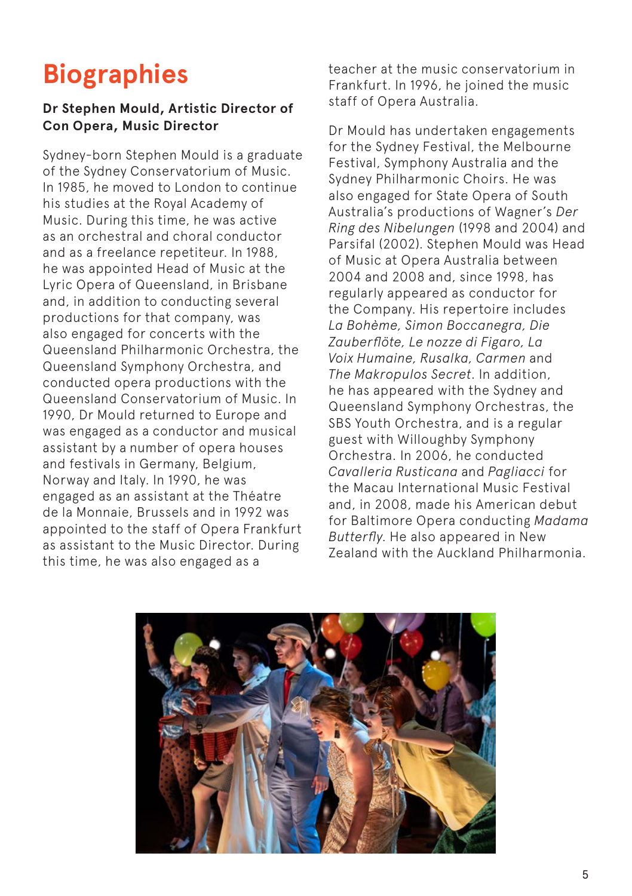# Biographies

**Dr Stephen Mould, Artistic Director of Con Opera, Music Director**

Sydney-born Stephen Mould is a graduate of the Sydney Conservatorium of Music. In 1985, he moved to London to continue his studies at the Royal Academy of Music. During this time, he was active as an orchestral and choral conductor and as a freelance repetiteur. In 1988, he was appointed Head of Music at the Lyric Opera of Queensland, in Brisbane and, in addition to conducting several productions for that company, was also engaged for concerts with the Queensland Philharmonic Orchestra, the Queensland Symphony Orchestra, and conducted opera productions with the Queensland Conservatorium of Music. In 1990, Dr Mould returned to Europe and was engaged as a conductor and musical assistant by a number of opera houses and festivals in Germany, Belgium, Norway and Italy. In 1990, he was engaged as an assistant at the Théatre de la Monnaie, Brussels and in 1992 was appointed to the staff of Opera Frankfurt as assistant to the Music Director. During this time, he was also engaged as a teacher at the music conservatorium in Frankfurt. In 1996, he joined the music staff of Opera Australia.

Dr Mould has undertaken engagements for the Sydney Festival, the Melbourne Festival, Symphony Australia and the Sydney Philharmonic Choirs. He was also engaged for State Opera of South Australia's productions of Wagner's *Der Ring des Nibelungen* (1998 and 2004) and Parsifal (2002). Stephen Mould was Head of Music at Opera Australia between 2004 and 2008 and, since 1998, has regularly appeared as conductor for the Company. His repertoire includes *La Bohème, Simon Boccanegra, Die Zauberflöte, Le nozze di Figaro, La Voix Humaine, Rusalka, Carmen* and *The Makropulos Secret*. In addition, he has appeared with the Sydney and Queensland Symphony Orchestras, the SBS Youth Orchestra, and is a regular guest with Willoughby Symphony Orchestra. In 2006, he conducted *Cavalleria Rusticana* and *Pagliacci* for the Macau International Music Festival and, in 2008, made his American debut for Baltimore Opera conducting *Madama Butterfly*. He also appeared in New Zealand with the Auckland Philharmonia.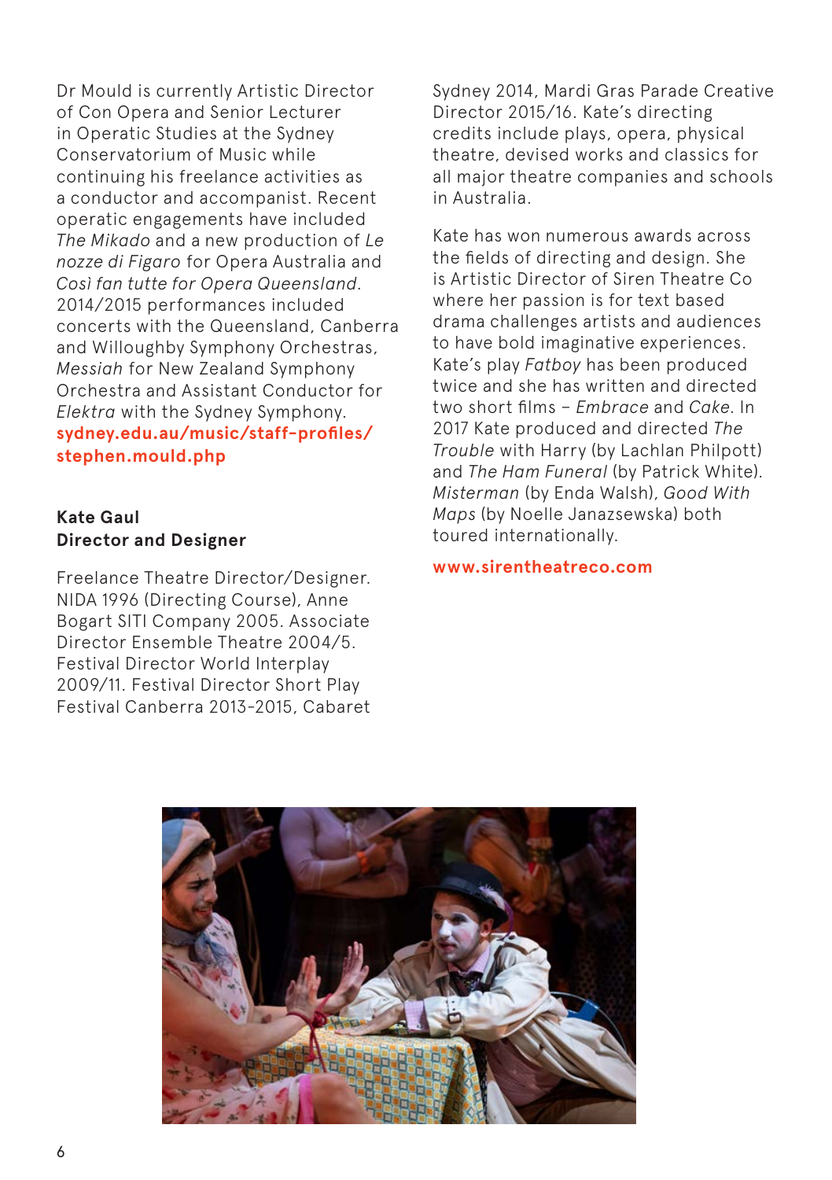Dr Mould is currently Artistic Director of Con Opera and Senior Lecturer in Operatic Studies at the Sydney Conservatorium of Music while continuing his freelance activities as a conductor and accompanist. Recent operatic engagements have included *The Mikado* and a new production of *Le nozze di Figaro* for Opera Australia and *Così fan tutte for Opera Queensland*. 2014/2015 performances included concerts with the Queensland, Canberra and Willoughby Symphony Orchestras, *Messiah* for New Zealand Symphony Orchestra and Assistant Conductor for *Elektra* with the Sydney Symphony.
**sydney.edu.au/music/staff-profiles/stephen.mould.php**

**Kate Gaul**
**Director and Designer**

Freelance Theatre Director/Designer. NIDA 1996 (Directing Course), Anne Bogart SITI Company 2005. Associate Director Ensemble Theatre 2004/5. Festival Director World Interplay 2009/11. Festival Director Short Play Festival Canberra 2013-2015, Cabaret Sydney 2014, Mardi Gras Parade Creative Director 2015/16. Kate's directing credits include plays, opera, physical theatre, devised works and classics for all major theatre companies and schools in Australia.

Kate has won numerous awards across the fields of directing and design. She is Artistic Director of Siren Theatre Co where her passion is for text based drama challenges artists and audiences to have bold imaginative experiences. Kate's play *Fatboy* has been produced twice and she has written and directed two short films – *Embrace* and *Cake*. In 2017 Kate produced and directed *The Trouble* with Harry (by Lachlan Philpott) and *The Ham Funeral* (by Patrick White). *Misterman* (by Enda Walsh), *Good With Maps* (by Noelle Janazszewska) both toured internationally.

**www.sirentheatreco.com**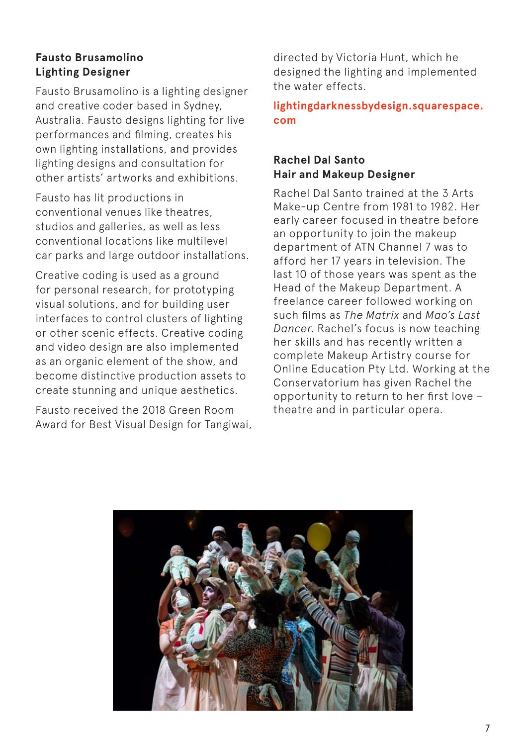**Fausto Brusamolino**
**Lighting Designer**

Fausto Brusamolino is a lighting designer and creative coder based in Sydney, Australia. Fausto designs lighting for live performances and filming, creates his own lighting installations, and provides lighting designs and consultation for other artists' artworks and exhibitions.

Fausto has lit productions in conventional venues like theatres, studios and galleries, as well as less conventional locations like multilevel car parks and large outdoor installations.

Creative coding is used as a ground for personal research, for prototyping visual solutions, and for building user interfaces to control clusters of lighting or other scenic effects. Creative coding and video design are also implemented as an organic element of the show, and become distinctive production assets to create stunning and unique aesthetics.

Fausto received the 2018 Green Room Award for Best Visual Design for Tangiwai, directed by Victoria Hunt, which he designed the lighting and implemented the water effects.

**lightingdarknessbydesign.squarespace.com**

**Rachel Dal Santo**
**Hair and Makeup Designer**

Rachel Dal Santo trained at the 3 Arts Make-up Centre from 1981 to 1982. Her early career focused in theatre before an opportunity to join the makeup department of ATN Channel 7 was to afford her 17 years in television. The last 10 of those years was spent as the Head of the Makeup Department. A freelance career followed working on such films as *The Matrix* and *Mao's Last Dancer*. Rachel's focus is now teaching her skills and has recently written a complete Makeup Artistry course for Online Education Pty Ltd. Working at the Conservatorium has given Rachel the opportunity to return to her first love – theatre and in particular opera.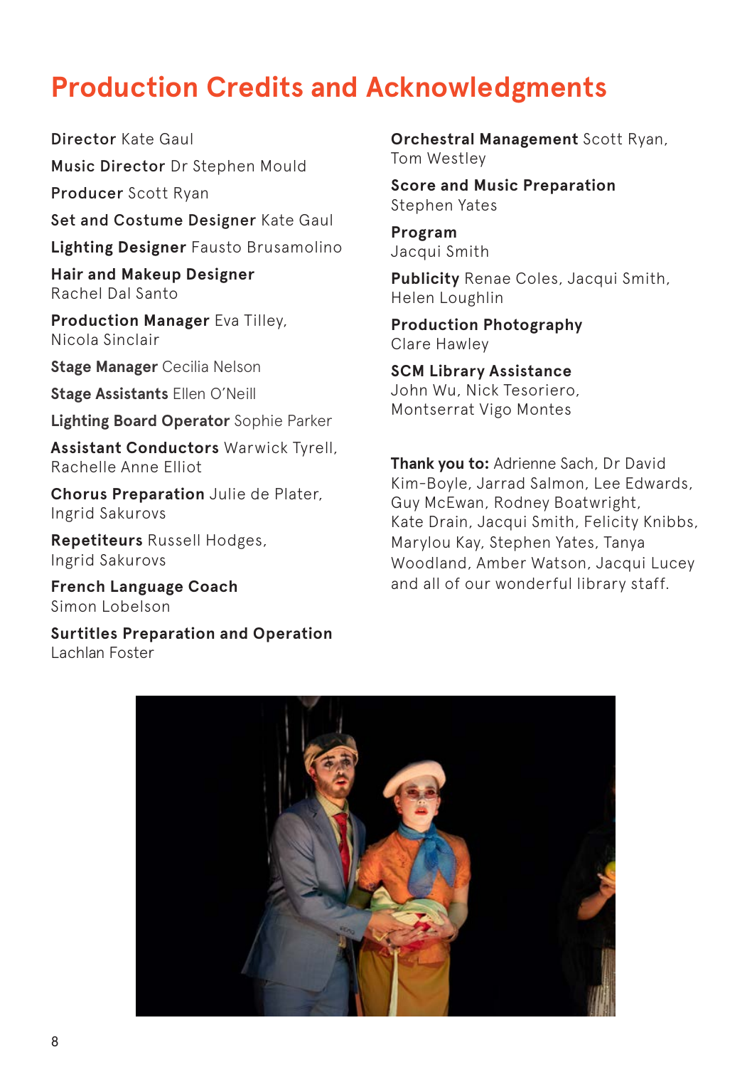# Production Credits and Acknowledgments

**Director** Kate Gaul

**Music Director** Dr Stephen Mould

**Producer** Scott Ryan

**Set and Costume Designer** Kate Gaul

**Lighting Designer** Fausto Brusamolino

**Hair and Makeup Designer** Rachel Dal Santo

**Production Manager** Eva Tilley, Nicola Sinclair

**Stage Manager** Cecilia Nelson

**Stage Assistants** Ellen O'Neill

**Lighting Board Operator** Sophie Parker

**Assistant Conductors** Warwick Tyrell, Rachelle Anne Elliot

**Chorus Preparation** Julie de Plater, Ingrid Sakurovs

**Repetiteurs** Russell Hodges, Ingrid Sakurovs

**French Language Coach** Simon Lobelson

**Surtitles Preparation and Operation** Lachlan Foster

**Orchestral Management** Scott Ryan, Tom Westley

**Score and Music Preparation** Stephen Yates

**Program** Jacqui Smith

**Publicity** Renae Coles, Jacqui Smith, Helen Loughlin

**Production Photography** Clare Hawley

**SCM Library Assistance** John Wu, Nick Tesoriero, Montserrat Vigo Montes

**Thank you to:** Adrienne Sach, Dr David Kim-Boyle, Jarrad Salmon, Lee Edwards, Guy McEwan, Rodney Boatwright, Kate Drain, Jacqui Smith, Felicity Knibbs, Marylou Kay, Stephen Yates, Tanya Woodland, Amber Watson, Jacqui Lucey and all of our wonderful library staff.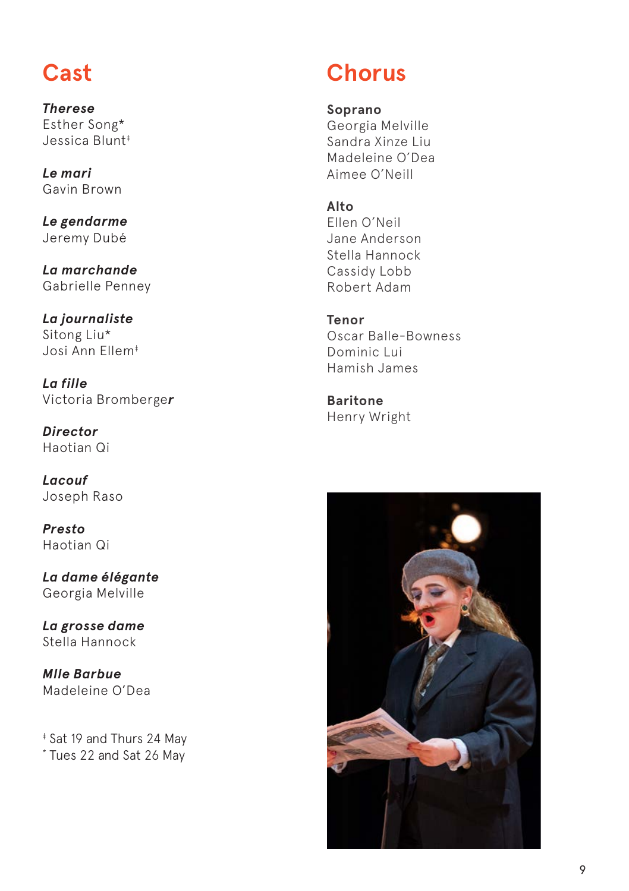## Cast

***Therese***
Esther Song*
Jessica Blunt‡

***Le mari***
Gavin Brown

***Le gendarme***
Jeremy Dubé

***La marchande***
Gabrielle Penney

***La journaliste***
Sitong Liu*
Josi Ann Ellem‡

***La fille***
Victoria Bromberger

***Director***
Haotian Qi

***Lacouf***
Joseph Raso

***Presto***
Haotian Qi

***La dame élégante***
Georgia Melville

***La grosse dame***
Stella Hannock

***Mlle Barbue***
Madeleine O'Dea

‡ Sat 19 and Thurs 24 May
\* Tues 22 and Sat 26 May

## Chorus

**Soprano**
Georgia Melville
Sandra Xinze Liu
Madeleine O'Dea
Aimee O'Neill

**Alto**
Ellen O'Neil
Jane Anderson
Stella Hannock
Cassidy Lobb
Robert Adam

**Tenor**
Oscar Balle-Bowness
Dominic Lui
Hamish James

**Baritone**
Henry Wright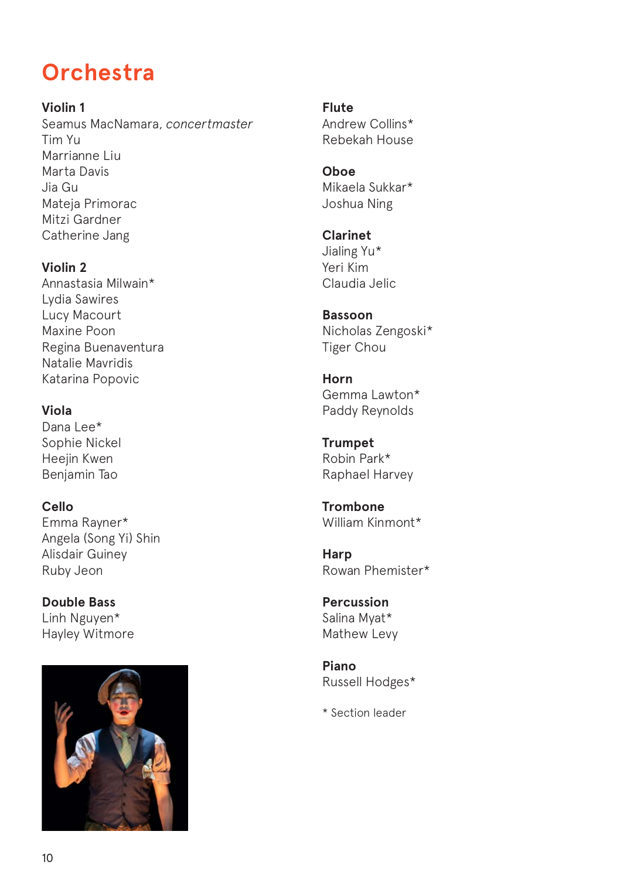# Orchestra

**Violin 1**
Seamus MacNamara, *concertmaster*
Tim Yu
Marrianne Liu
Marta Davis
Jia Gu
Mateja Primorac
Mitzi Gardner
Catherine Jang

**Violin 2**
Annastasia Milwain*
Lydia Sawires
Lucy Macourt
Maxine Poon
Regina Buenaventura
Natalie Mavridis
Katarina Popovic

**Viola**
Dana Lee*
Sophie Nickel
Heejin Kwen
Benjamin Tao

**Cello**
Emma Rayner*
Angela (Song Yi) Shin
Alisdair Guiney
Ruby Jeon

**Double Bass**
Linh Nguyen*
Hayley Witmore

**Flute**
Andrew Collins*
Rebekah House

**Oboe**
Mikaela Sukkar*
Joshua Ning

**Clarinet**
Jialing Yu*
Yeri Kim
Claudia Jelic

**Bassoon**
Nicholas Zengoski*
Tiger Chou

**Horn**
Gemma Lawton*
Paddy Reynolds

**Trumpet**
Robin Park*
Raphael Harvey

**Trombone**
William Kinmont*

**Harp**
Rowan Phemister*

**Percussion**
Salina Myat*
Mathew Levy

**Piano**
Russell Hodges*

* Section leader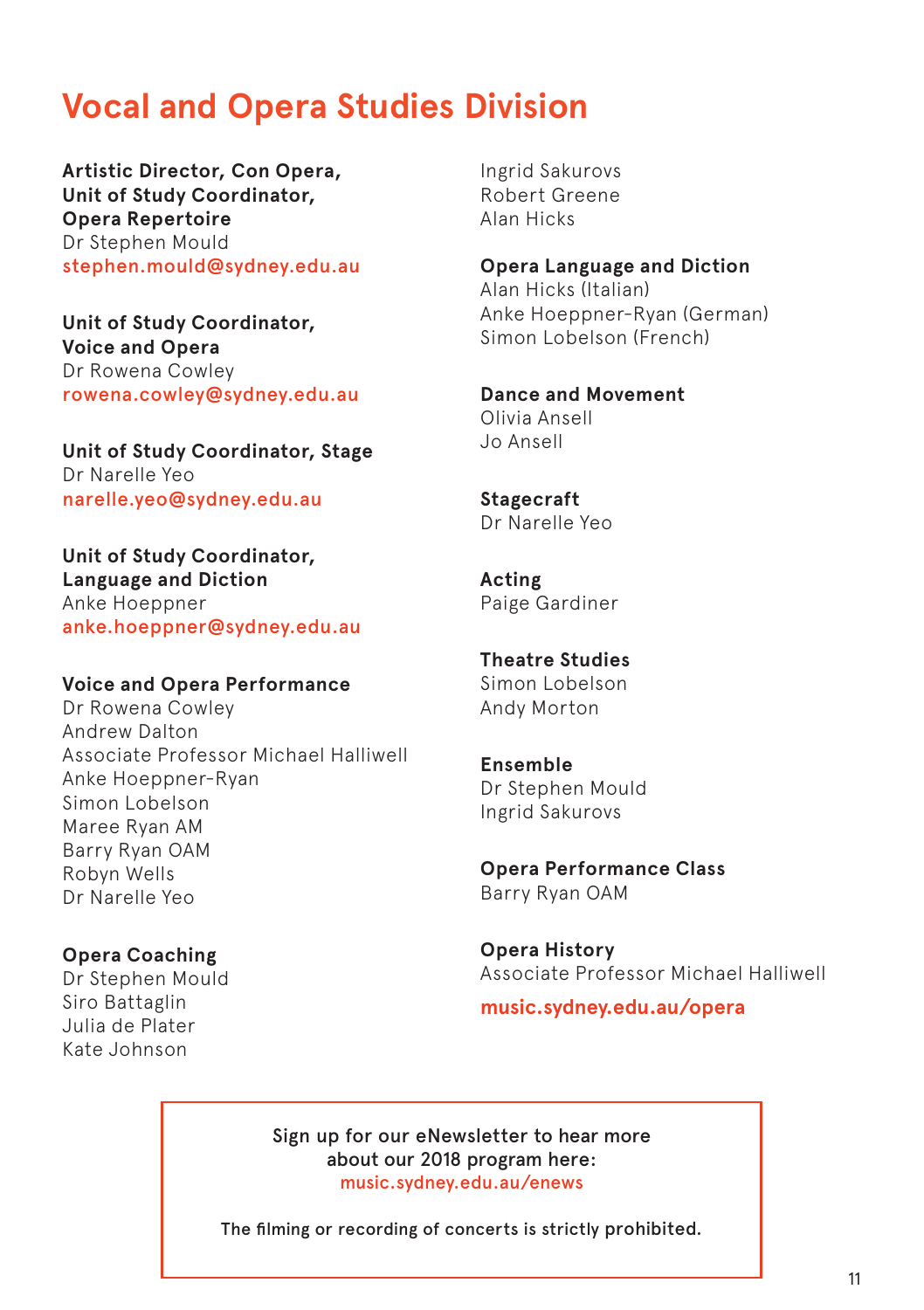# Vocal and Opera Studies Division

**Artistic Director, Con Opera, Unit of Study Coordinator, Opera Repertoire**
Dr Stephen Mould
stephen.mould@sydney.edu.au

**Unit of Study Coordinator, Voice and Opera**
Dr Rowena Cowley
rowena.cowley@sydney.edu.au

**Unit of Study Coordinator, Stage**
Dr Narelle Yeo
narelle.yeo@sydney.edu.au

**Unit of Study Coordinator, Language and Diction**
Anke Hoeppner
anke.hoeppner@sydney.edu.au

**Voice and Opera Performance**
Dr Rowena Cowley
Andrew Dalton
Associate Professor Michael Halliwell
Anke Hoeppner-Ryan
Simon Lobelson
Maree Ryan AM
Barry Ryan OAM
Robyn Wells
Dr Narelle Yeo

**Opera Coaching**
Dr Stephen Mould
Siro Battaglin
Julia de Plater
Kate Johnson
Ingrid Sakurovs
Robert Greene
Alan Hicks

**Opera Language and Diction**
Alan Hicks (Italian)
Anke Hoeppner-Ryan (German)
Simon Lobelson (French)

**Dance and Movement**
Olivia Ansell
Jo Ansell

**Stagecraft**
Dr Narelle Yeo

**Acting**
Paige Gardiner

**Theatre Studies**
Simon Lobelson
Andy Morton

**Ensemble**
Dr Stephen Mould
Ingrid Sakurovs

**Opera Performance Class**
Barry Ryan OAM

**Opera History**
Associate Professor Michael Halliwell

**music.sydney.edu.au/opera**

Sign up for our eNewsletter to hear more about our 2018 program here:
music.sydney.edu.au/enews

The filming or recording of concerts is strictly prohibited.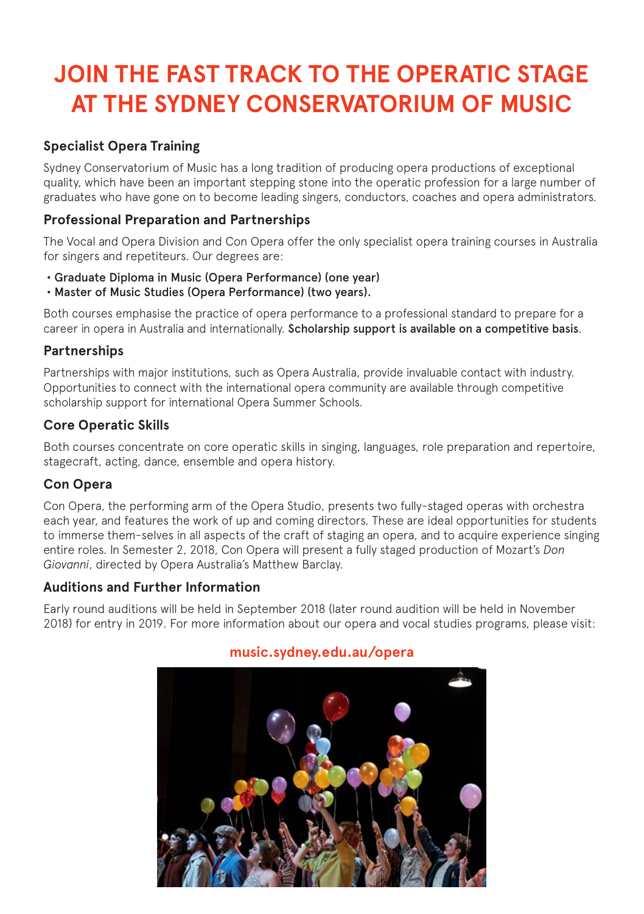# JOIN THE FAST TRACK TO THE OPERATIC STAGE AT THE SYDNEY CONSERVATORIUM OF MUSIC

## Specialist Opera Training

Sydney Conservatorium of Music has a long tradition of producing opera productions of exceptional quality, which have been an important stepping stone into the operatic profession for a large number of graduates who have gone on to become leading singers, conductors, coaches and opera administrators.

## Professional Preparation and Partnerships

The Vocal and Opera Division and Con Opera offer the only specialist opera training courses in Australia for singers and repetiteurs. Our degrees are:

- **Graduate Diploma in Music (Opera Performance) (one year)**
- **Master of Music Studies (Opera Performance) (two years).**

Both courses emphasise the practice of opera performance to a professional standard to prepare for a career in opera in Australia and internationally. **Scholarship support is available on a competitive basis**.

## Partnerships

Partnerships with major institutions, such as Opera Australia, provide invaluable contact with industry. Opportunities to connect with the international opera community are available through competitive scholarship support for international Opera Summer Schools.

## Core Operatic Skills

Both courses concentrate on core operatic skills in singing, languages, role preparation and repertoire, stagecraft, acting, dance, ensemble and opera history.

## Con Opera

Con Opera, the performing arm of the Opera Studio, presents two fully-staged operas with orchestra each year, and features the work of up and coming directors. These are ideal opportunities for students to immerse them-selves in all aspects of the craft of staging an opera, and to acquire experience singing entire roles. In Semester 2, 2018, Con Opera will present a fully staged production of Mozart's *Don Giovanni*, directed by Opera Australia's Matthew Barclay.

## Auditions and Further Information

Early round auditions will be held in September 2018 (later round audition will be held in November 2018) for entry in 2019. For more information about our opera and vocal studies programs, please visit:

**music.sydney.edu.au/opera**